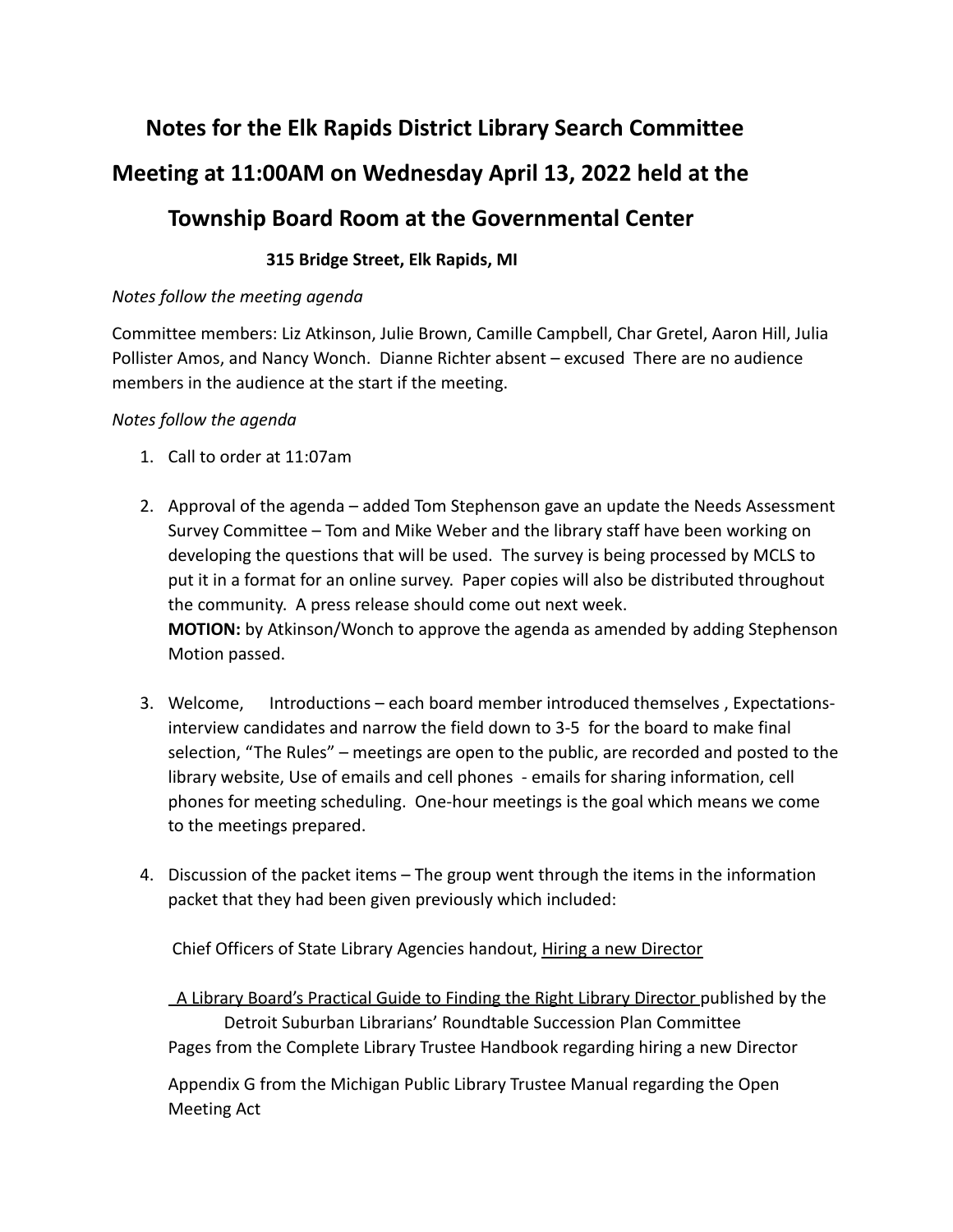# Notes for the Elk Rapids District Library Search Committee Meeting at 11:00AM on Wednesday April 13, 2022 held at the Township Board Room at the Governmental Center

**315 Bridge Street, Elk Rapids, MI**

*Notes follow the meeting agenda*

Committee members: Liz Atkinson, Julie Brown, Camille Campbell, Char Gretel, Aaron Hill, Julia Pollister Amos, and Nancy Wonch. Dianne Richter absent – excused There are no audience members in the audience at the start if the meeting.

*Notes follow the agenda*

1. Call to order at 11:07am

2. Approval of the agenda – added Tom Stephenson gave an update the Needs Assessment Survey Committee – Tom and Mike Weber and the library staff have been working on developing the questions that will be used. The survey is being processed by MCLS to put it in a format for an online survey. Paper copies will also be distributed throughout the community. A press release should come out next week.
   **MOTION:** by Atkinson/Wonch to approve the agenda as amended by adding Stephenson Motion passed.

3. Welcome, Introductions – each board member introduced themselves , Expectations- interview candidates and narrow the field down to 3-5 for the board to make final selection, "The Rules" – meetings are open to the public, are recorded and posted to the library website, Use of emails and cell phones - emails for sharing information, cell phones for meeting scheduling. One-hour meetings is the goal which means we come to the meetings prepared.

4. Discussion of the packet items – The group went through the items in the information packet that they had been given previously which included:

   Chief Officers of State Library Agencies handout, Hiring a new Director

   A Library Board's Practical Guide to Finding the Right Library Director published by the Detroit Suburban Librarians' Roundtable Succession Plan Committee
   Pages from the Complete Library Trustee Handbook regarding hiring a new Director

   Appendix G from the Michigan Public Library Trustee Manual regarding the Open Meeting Act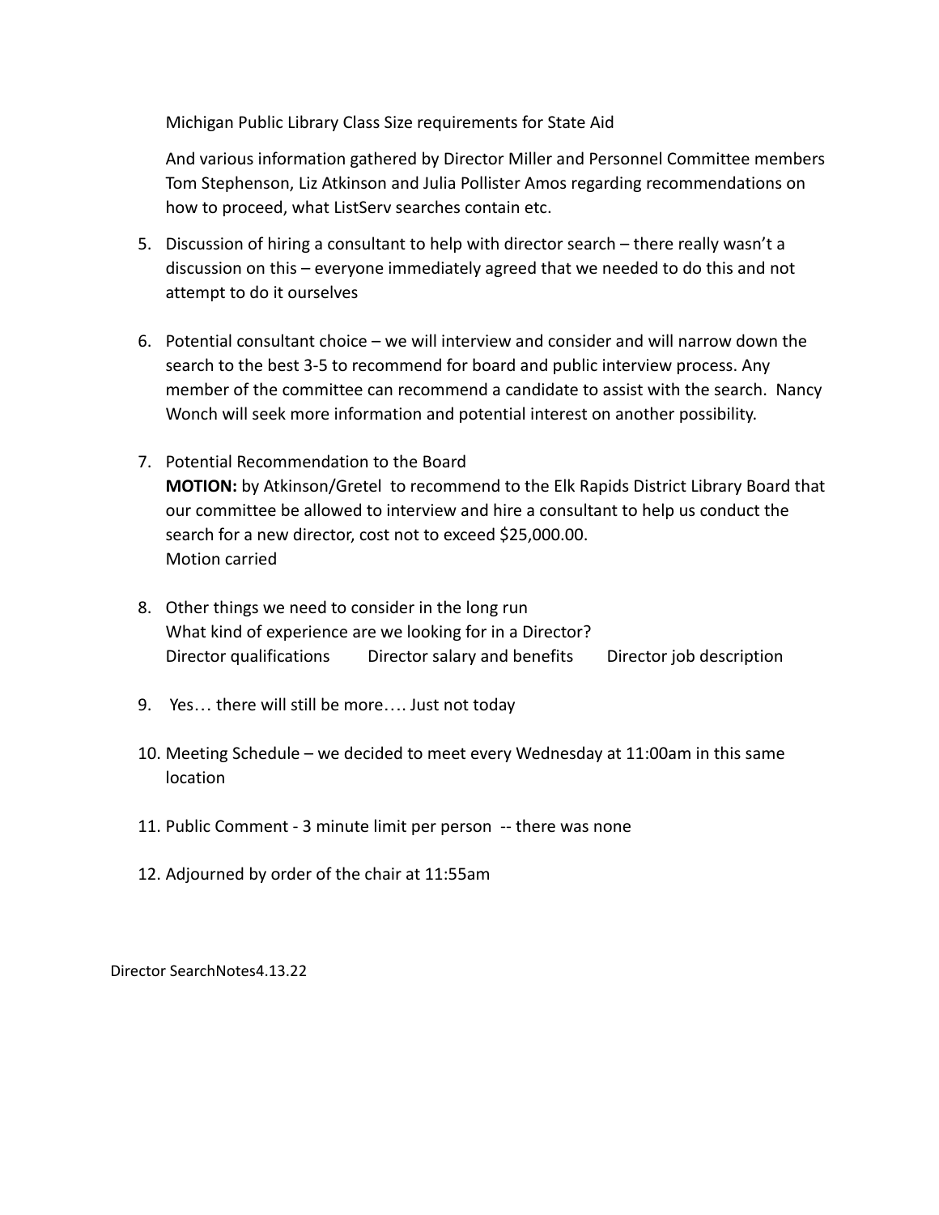Michigan Public Library Class Size requirements for State Aid

And various information gathered by Director Miller and Personnel Committee members Tom Stephenson, Liz Atkinson and Julia Pollister Amos regarding recommendations on how to proceed, what ListServ searches contain etc.

5. Discussion of hiring a consultant to help with director search – there really wasn't a discussion on this – everyone immediately agreed that we needed to do this and not attempt to do it ourselves

6. Potential consultant choice – we will interview and consider and will narrow down the search to the best 3-5 to recommend for board and public interview process. Any member of the committee can recommend a candidate to assist with the search. Nancy Wonch will seek more information and potential interest on another possibility.

7. Potential Recommendation to the Board
   **MOTION:** by Atkinson/Gretel to recommend to the Elk Rapids District Library Board that our committee be allowed to interview and hire a consultant to help us conduct the search for a new director, cost not to exceed $25,000.00.
   Motion carried

8. Other things we need to consider in the long run
   What kind of experience are we looking for in a Director?
   Director qualifications Director salary and benefits Director job description

9. Yes… there will still be more…. Just not today

10. Meeting Schedule – we decided to meet every Wednesday at 11:00am in this same location

11. Public Comment - 3 minute limit per person -- there was none

12. Adjourned by order of the chair at 11:55am

Director SearchNotes4.13.22